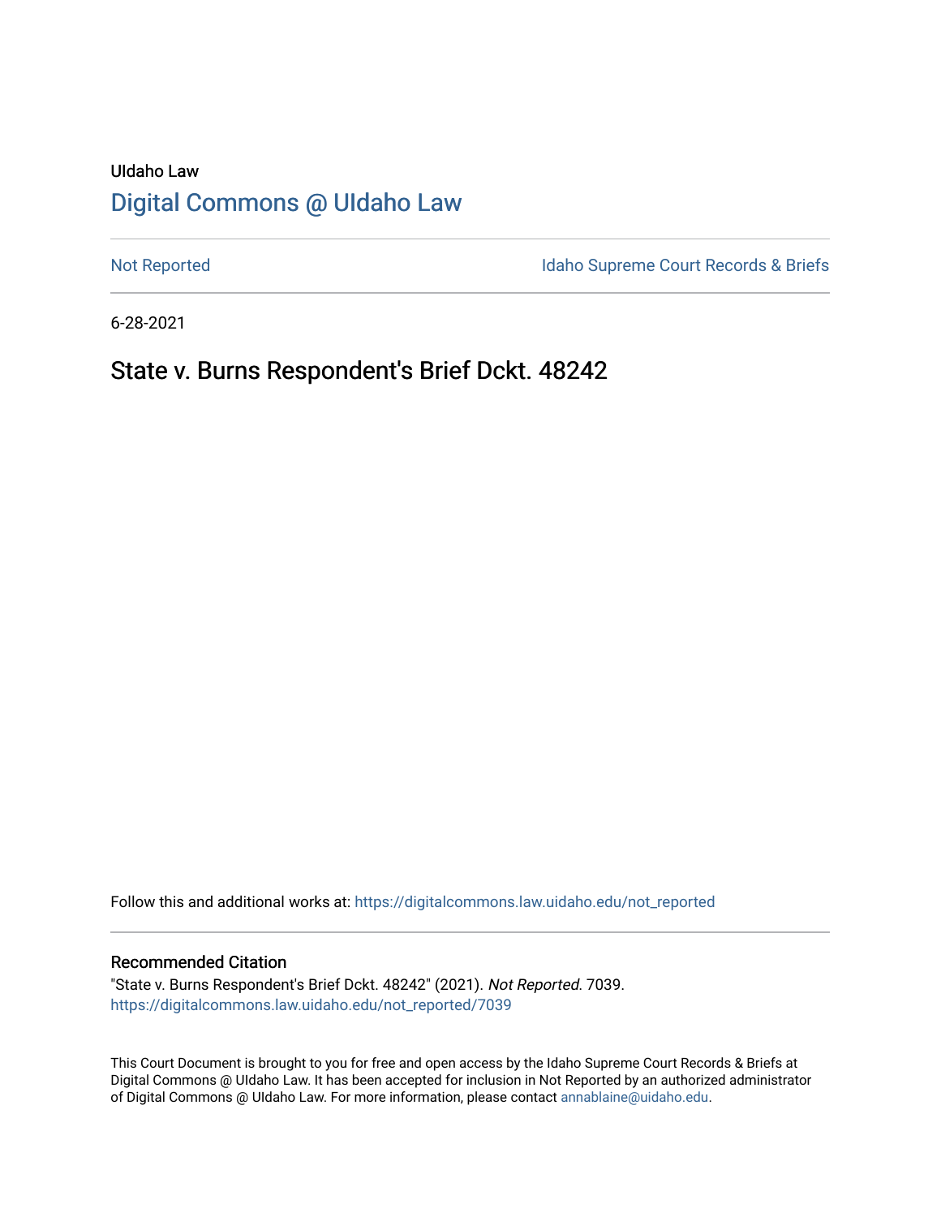UIdaho Law

# Digital Commons @ UIdaho Law

Not Reported | Idaho Supreme Court Records & Briefs

6-28-2021

## State v. Burns Respondent's Brief Dckt. 48242

Follow this and additional works at: https://digitalcommons.law.uidaho.edu/not_reported

### Recommended Citation

"State v. Burns Respondent's Brief Dckt. 48242" (2021). *Not Reported*. 7039.
https://digitalcommons.law.uidaho.edu/not_reported/7039

This Court Document is brought to you for free and open access by the Idaho Supreme Court Records & Briefs at Digital Commons @ UIdaho Law. It has been accepted for inclusion in Not Reported by an authorized administrator of Digital Commons @ UIdaho Law. For more information, please contact annablaine@uidaho.edu.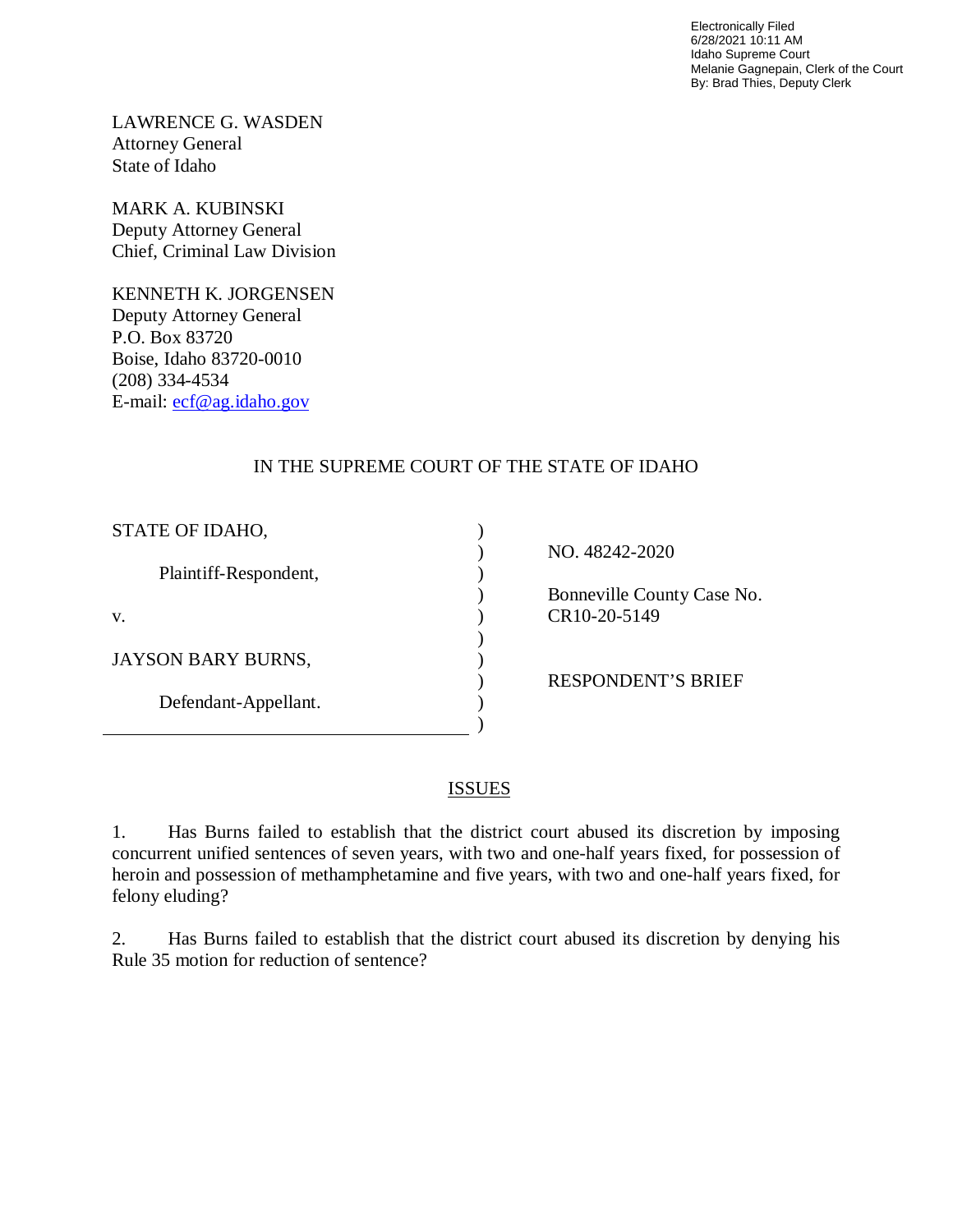Electronically Filed
6/28/2021 10:11 AM
Idaho Supreme Court
Melanie Gagnepain, Clerk of the Court
By: Brad Thies, Deputy Clerk

LAWRENCE G. WASDEN
Attorney General
State of Idaho

MARK A. KUBINSKI
Deputy Attorney General
Chief, Criminal Law Division

KENNETH K. JORGENSEN
Deputy Attorney General
P.O. Box 83720
Boise, Idaho 83720-0010
(208) 334-4534
E-mail: ecf@ag.idaho.gov

IN THE SUPREME COURT OF THE STATE OF IDAHO

| | |
|---|---|
| STATE OF IDAHO,<br><br>Plaintiff-Respondent,<br><br>v.<br><br>JAYSON BARY BURNS,<br><br>Defendant-Appellant. | NO. 48242-2020<br><br>Bonneville County Case No. CR10-20-5149<br><br>RESPONDENT'S BRIEF |

## ISSUES

1. Has Burns failed to establish that the district court abused its discretion by imposing concurrent unified sentences of seven years, with two and one-half years fixed, for possession of heroin and possession of methamphetamine and five years, with two and one-half years fixed, for felony eluding?

2. Has Burns failed to establish that the district court abused its discretion by denying his Rule 35 motion for reduction of sentence?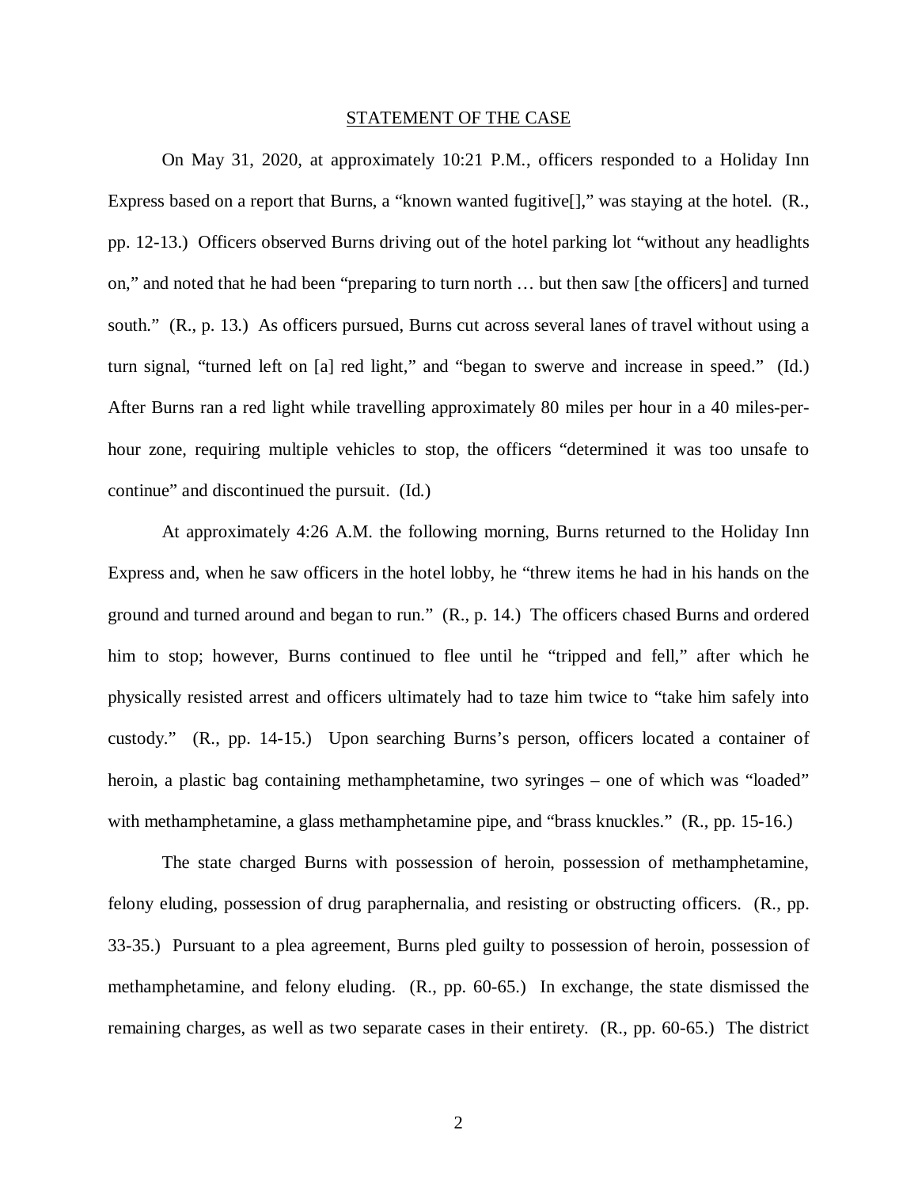## STATEMENT OF THE CASE

On May 31, 2020, at approximately 10:21 P.M., officers responded to a Holiday Inn Express based on a report that Burns, a "known wanted fugitive[]," was staying at the hotel. (R., pp. 12-13.) Officers observed Burns driving out of the hotel parking lot "without any headlights on," and noted that he had been "preparing to turn north … but then saw [the officers] and turned south." (R., p. 13.) As officers pursued, Burns cut across several lanes of travel without using a turn signal, "turned left on [a] red light," and "began to swerve and increase in speed." (Id.) After Burns ran a red light while travelling approximately 80 miles per hour in a 40 miles-per-hour zone, requiring multiple vehicles to stop, the officers "determined it was too unsafe to continue" and discontinued the pursuit. (Id.)

At approximately 4:26 A.M. the following morning, Burns returned to the Holiday Inn Express and, when he saw officers in the hotel lobby, he "threw items he had in his hands on the ground and turned around and began to run." (R., p. 14.) The officers chased Burns and ordered him to stop; however, Burns continued to flee until he "tripped and fell," after which he physically resisted arrest and officers ultimately had to taze him twice to "take him safely into custody." (R., pp. 14-15.) Upon searching Burns's person, officers located a container of heroin, a plastic bag containing methamphetamine, two syringes – one of which was "loaded" with methamphetamine, a glass methamphetamine pipe, and "brass knuckles." (R., pp. 15-16.)

The state charged Burns with possession of heroin, possession of methamphetamine, felony eluding, possession of drug paraphernalia, and resisting or obstructing officers. (R., pp. 33-35.) Pursuant to a plea agreement, Burns pled guilty to possession of heroin, possession of methamphetamine, and felony eluding. (R., pp. 60-65.) In exchange, the state dismissed the remaining charges, as well as two separate cases in their entirety. (R., pp. 60-65.) The district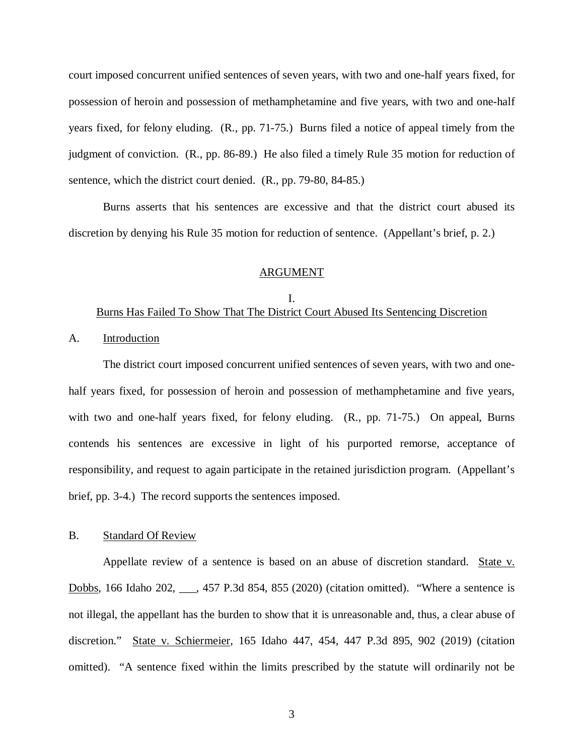court imposed concurrent unified sentences of seven years, with two and one-half years fixed, for possession of heroin and possession of methamphetamine and five years, with two and one-half years fixed, for felony eluding. (R., pp. 71-75.) Burns filed a notice of appeal timely from the judgment of conviction. (R., pp. 86-89.) He also filed a timely Rule 35 motion for reduction of sentence, which the district court denied. (R., pp. 79-80, 84-85.)

Burns asserts that his sentences are excessive and that the district court abused its discretion by denying his Rule 35 motion for reduction of sentence. (Appellant's brief, p. 2.)

## ARGUMENT

### I. Burns Has Failed To Show That The District Court Abused Its Sentencing Discretion

#### A. Introduction

The district court imposed concurrent unified sentences of seven years, with two and one-half years fixed, for possession of heroin and possession of methamphetamine and five years, with two and one-half years fixed, for felony eluding. (R., pp. 71-75.) On appeal, Burns contends his sentences are excessive in light of his purported remorse, acceptance of responsibility, and request to again participate in the retained jurisdiction program. (Appellant's brief, pp. 3-4.) The record supports the sentences imposed.

#### B. Standard Of Review

Appellate review of a sentence is based on an abuse of discretion standard. State v. Dobbs, 166 Idaho 202, ___, 457 P.3d 854, 855 (2020) (citation omitted). "Where a sentence is not illegal, the appellant has the burden to show that it is unreasonable and, thus, a clear abuse of discretion." State v. Schiermeier, 165 Idaho 447, 454, 447 P.3d 895, 902 (2019) (citation omitted). "A sentence fixed within the limits prescribed by the statute will ordinarily not be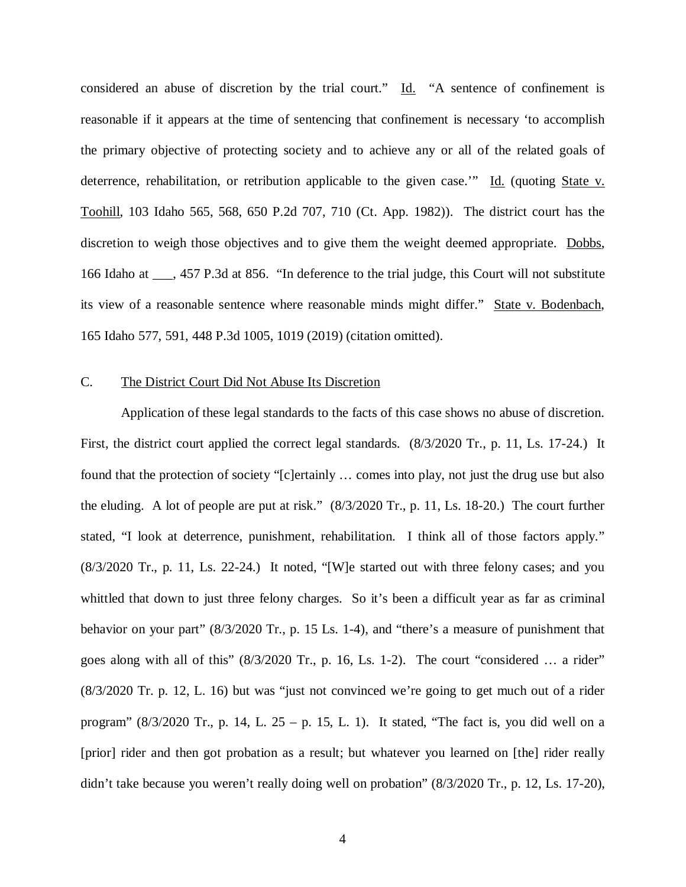considered an abuse of discretion by the trial court." Id. "A sentence of confinement is reasonable if it appears at the time of sentencing that confinement is necessary 'to accomplish the primary objective of protecting society and to achieve any or all of the related goals of deterrence, rehabilitation, or retribution applicable to the given case.'" Id. (quoting State v. Toohill, 103 Idaho 565, 568, 650 P.2d 707, 710 (Ct. App. 1982)). The district court has the discretion to weigh those objectives and to give them the weight deemed appropriate. Dobbs, 166 Idaho at ___, 457 P.3d at 856. "In deference to the trial judge, this Court will not substitute its view of a reasonable sentence where reasonable minds might differ." State v. Bodenbach, 165 Idaho 577, 591, 448 P.3d 1005, 1019 (2019) (citation omitted).

## C. The District Court Did Not Abuse Its Discretion

Application of these legal standards to the facts of this case shows no abuse of discretion. First, the district court applied the correct legal standards. (8/3/2020 Tr., p. 11, Ls. 17-24.) It found that the protection of society "[c]ertainly … comes into play, not just the drug use but also the eluding. A lot of people are put at risk." (8/3/2020 Tr., p. 11, Ls. 18-20.) The court further stated, "I look at deterrence, punishment, rehabilitation. I think all of those factors apply." (8/3/2020 Tr., p. 11, Ls. 22-24.) It noted, "[W]e started out with three felony cases; and you whittled that down to just three felony charges. So it's been a difficult year as far as criminal behavior on your part" (8/3/2020 Tr., p. 15 Ls. 1-4), and "there's a measure of punishment that goes along with all of this" (8/3/2020 Tr., p. 16, Ls. 1-2). The court "considered … a rider" (8/3/2020 Tr. p. 12, L. 16) but was "just not convinced we're going to get much out of a rider program" (8/3/2020 Tr., p. 14, L. 25 – p. 15, L. 1). It stated, "The fact is, you did well on a [prior] rider and then got probation as a result; but whatever you learned on [the] rider really didn't take because you weren't really doing well on probation" (8/3/2020 Tr., p. 12, Ls. 17-20),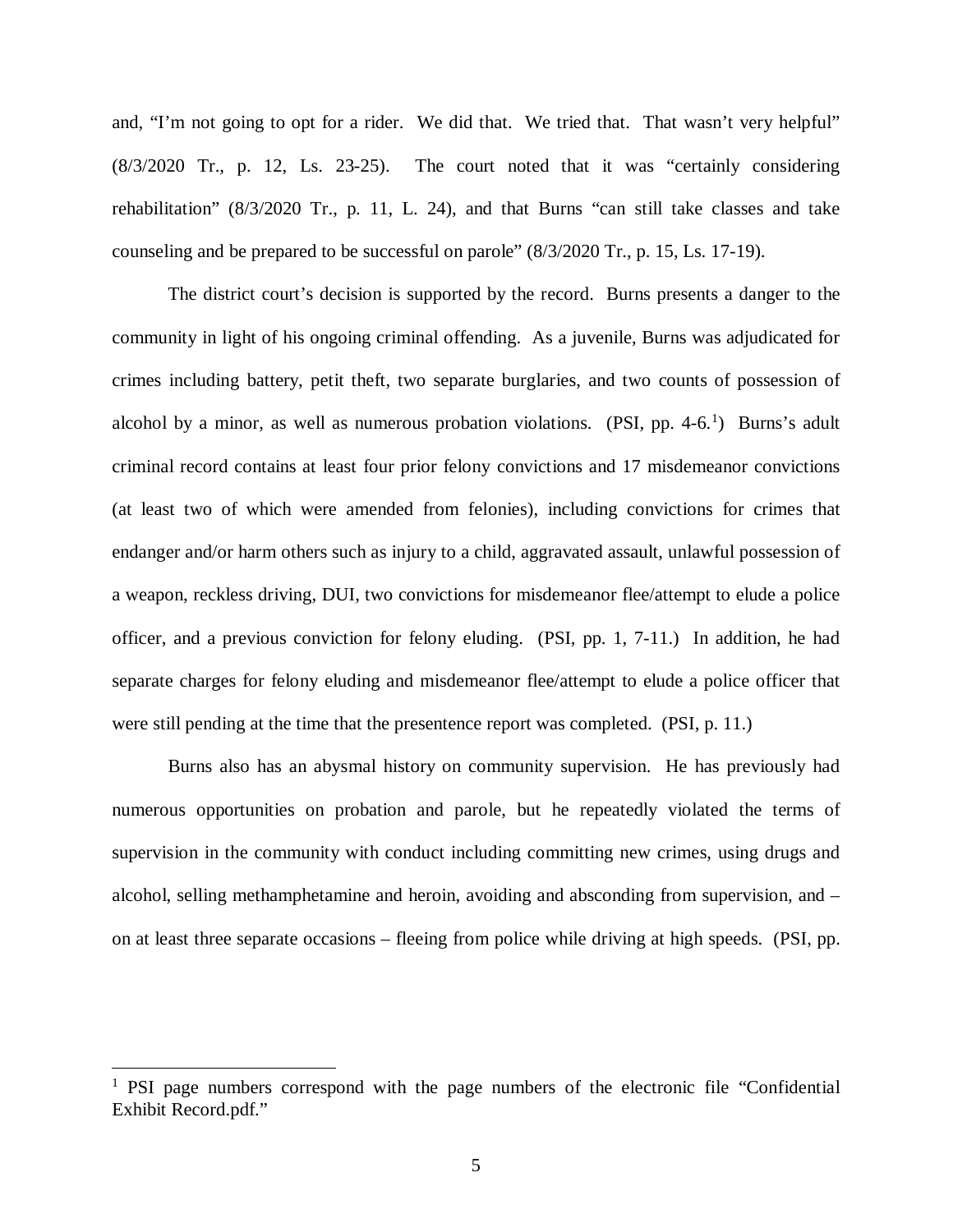and, "I'm not going to opt for a rider. We did that. We tried that. That wasn't very helpful" (8/3/2020 Tr., p. 12, Ls. 23-25). The court noted that it was "certainly considering rehabilitation" (8/3/2020 Tr., p. 11, L. 24), and that Burns "can still take classes and take counseling and be prepared to be successful on parole" (8/3/2020 Tr., p. 15, Ls. 17-19).

The district court's decision is supported by the record. Burns presents a danger to the community in light of his ongoing criminal offending. As a juvenile, Burns was adjudicated for crimes including battery, petit theft, two separate burglaries, and two counts of possession of alcohol by a minor, as well as numerous probation violations. (PSI, pp. 4-6.[1]) Burns's adult criminal record contains at least four prior felony convictions and 17 misdemeanor convictions (at least two of which were amended from felonies), including convictions for crimes that endanger and/or harm others such as injury to a child, aggravated assault, unlawful possession of a weapon, reckless driving, DUI, two convictions for misdemeanor flee/attempt to elude a police officer, and a previous conviction for felony eluding. (PSI, pp. 1, 7-11.) In addition, he had separate charges for felony eluding and misdemeanor flee/attempt to elude a police officer that were still pending at the time that the presentence report was completed. (PSI, p. 11.)

Burns also has an abysmal history on community supervision. He has previously had numerous opportunities on probation and parole, but he repeatedly violated the terms of supervision in the community with conduct including committing new crimes, using drugs and alcohol, selling methamphetamine and heroin, avoiding and absconding from supervision, and – on at least three separate occasions – fleeing from police while driving at high speeds. (PSI, pp.

---

[1] PSI page numbers correspond with the page numbers of the electronic file "Confidential Exhibit Record.pdf."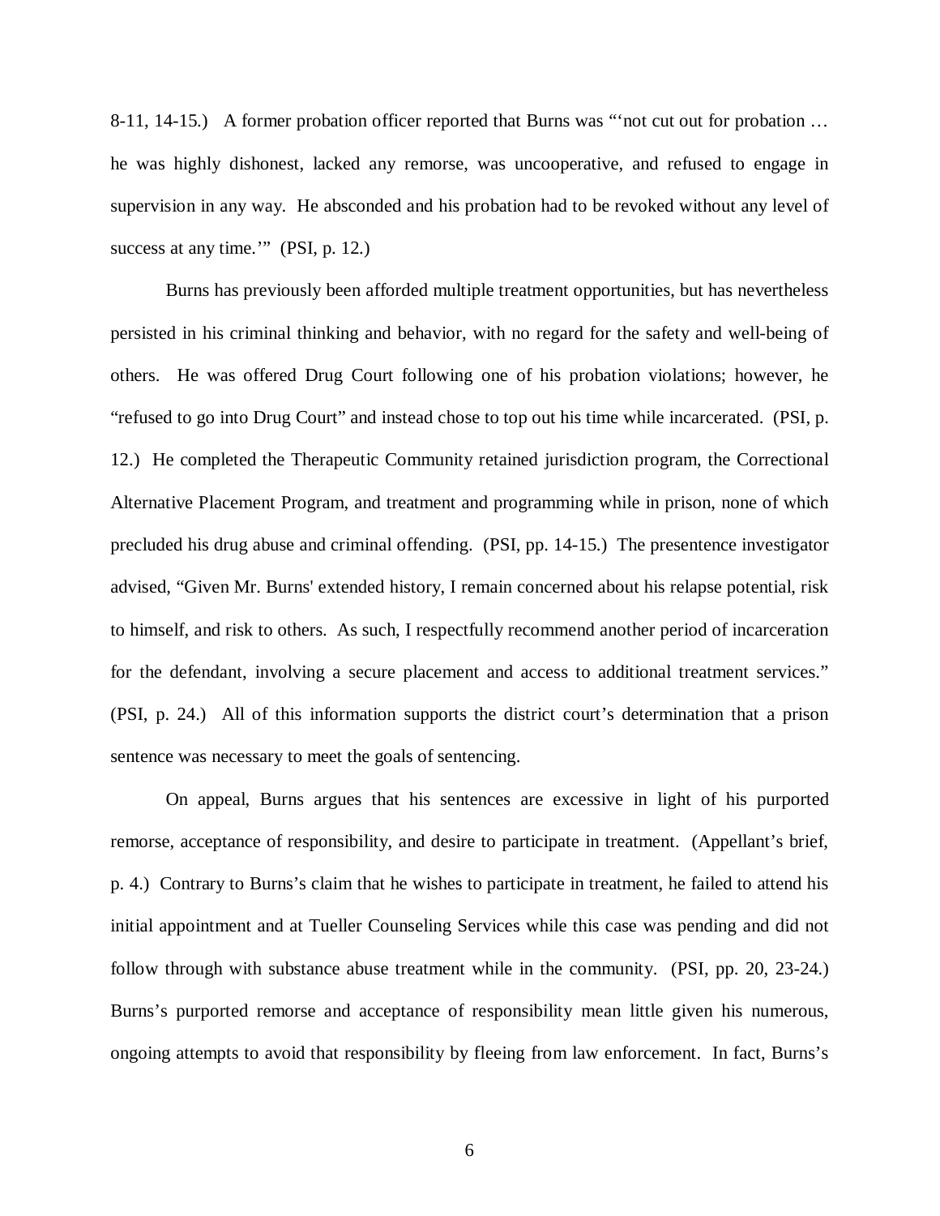8-11, 14-15.) A former probation officer reported that Burns was "'not cut out for probation … he was highly dishonest, lacked any remorse, was uncooperative, and refused to engage in supervision in any way. He absconded and his probation had to be revoked without any level of success at any time.'" (PSI, p. 12.)

Burns has previously been afforded multiple treatment opportunities, but has nevertheless persisted in his criminal thinking and behavior, with no regard for the safety and well-being of others. He was offered Drug Court following one of his probation violations; however, he "refused to go into Drug Court" and instead chose to top out his time while incarcerated. (PSI, p. 12.) He completed the Therapeutic Community retained jurisdiction program, the Correctional Alternative Placement Program, and treatment and programming while in prison, none of which precluded his drug abuse and criminal offending. (PSI, pp. 14-15.) The presentence investigator advised, "Given Mr. Burns' extended history, I remain concerned about his relapse potential, risk to himself, and risk to others. As such, I respectfully recommend another period of incarceration for the defendant, involving a secure placement and access to additional treatment services." (PSI, p. 24.) All of this information supports the district court's determination that a prison sentence was necessary to meet the goals of sentencing.

On appeal, Burns argues that his sentences are excessive in light of his purported remorse, acceptance of responsibility, and desire to participate in treatment. (Appellant's brief, p. 4.) Contrary to Burns's claim that he wishes to participate in treatment, he failed to attend his initial appointment and at Tueller Counseling Services while this case was pending and did not follow through with substance abuse treatment while in the community. (PSI, pp. 20, 23-24.) Burns's purported remorse and acceptance of responsibility mean little given his numerous, ongoing attempts to avoid that responsibility by fleeing from law enforcement. In fact, Burns's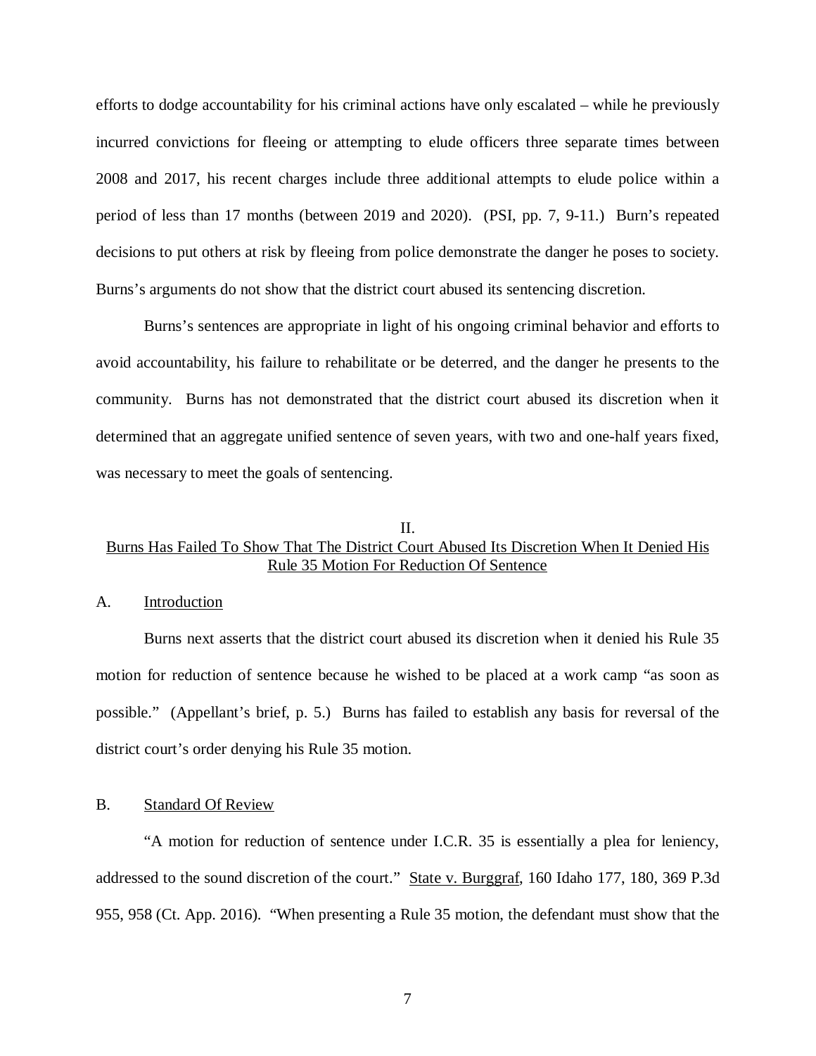efforts to dodge accountability for his criminal actions have only escalated – while he previously incurred convictions for fleeing or attempting to elude officers three separate times between 2008 and 2017, his recent charges include three additional attempts to elude police within a period of less than 17 months (between 2019 and 2020). (PSI, pp. 7, 9-11.) Burn's repeated decisions to put others at risk by fleeing from police demonstrate the danger he poses to society. Burns's arguments do not show that the district court abused its sentencing discretion.

Burns's sentences are appropriate in light of his ongoing criminal behavior and efforts to avoid accountability, his failure to rehabilitate or be deterred, and the danger he presents to the community. Burns has not demonstrated that the district court abused its discretion when it determined that an aggregate unified sentence of seven years, with two and one-half years fixed, was necessary to meet the goals of sentencing.

## II.
## Burns Has Failed To Show That The District Court Abused Its Discretion When It Denied His Rule 35 Motion For Reduction Of Sentence

### A. Introduction

Burns next asserts that the district court abused its discretion when it denied his Rule 35 motion for reduction of sentence because he wished to be placed at a work camp "as soon as possible." (Appellant's brief, p. 5.) Burns has failed to establish any basis for reversal of the district court's order denying his Rule 35 motion.

### B. Standard Of Review

"A motion for reduction of sentence under I.C.R. 35 is essentially a plea for leniency, addressed to the sound discretion of the court." State v. Burggraf, 160 Idaho 177, 180, 369 P.3d 955, 958 (Ct. App. 2016). "When presenting a Rule 35 motion, the defendant must show that the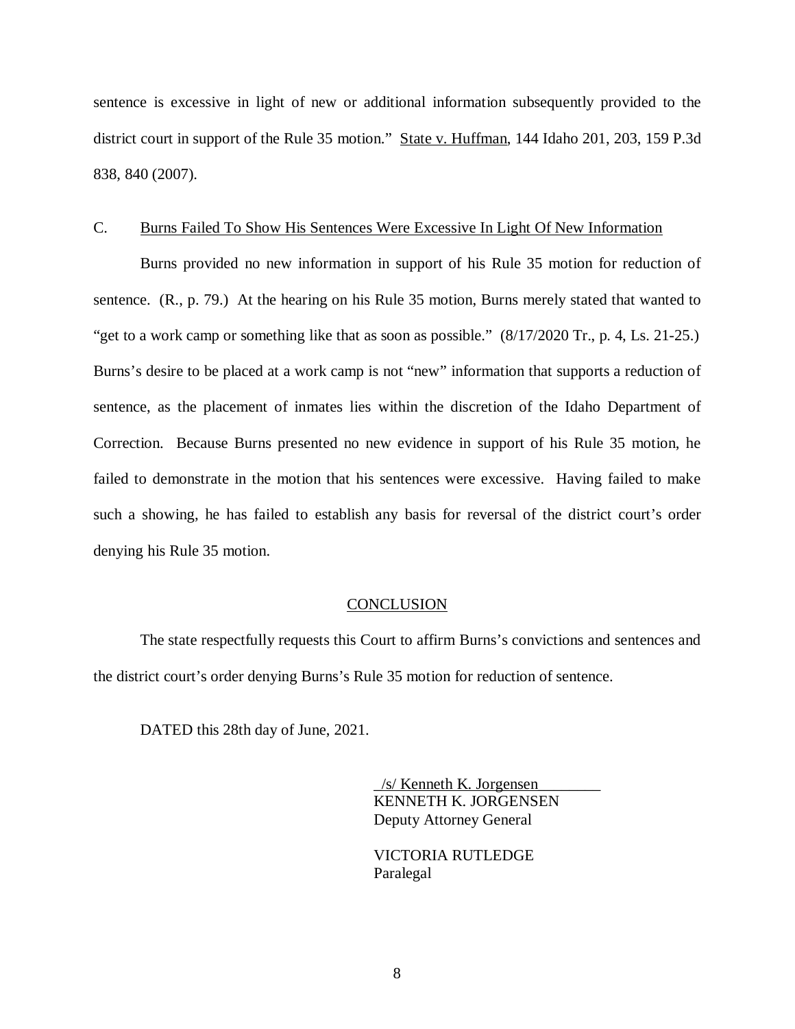sentence is excessive in light of new or additional information subsequently provided to the district court in support of the Rule 35 motion." State v. Huffman, 144 Idaho 201, 203, 159 P.3d 838, 840 (2007).

### C. Burns Failed To Show His Sentences Were Excessive In Light Of New Information

Burns provided no new information in support of his Rule 35 motion for reduction of sentence. (R., p. 79.) At the hearing on his Rule 35 motion, Burns merely stated that wanted to "get to a work camp or something like that as soon as possible." (8/17/2020 Tr., p. 4, Ls. 21-25.) Burns's desire to be placed at a work camp is not "new" information that supports a reduction of sentence, as the placement of inmates lies within the discretion of the Idaho Department of Correction. Because Burns presented no new evidence in support of his Rule 35 motion, he failed to demonstrate in the motion that his sentences were excessive. Having failed to make such a showing, he has failed to establish any basis for reversal of the district court's order denying his Rule 35 motion.

## CONCLUSION

The state respectfully requests this Court to affirm Burns's convictions and sentences and the district court's order denying Burns's Rule 35 motion for reduction of sentence.

DATED this 28th day of June, 2021.

/s/ Kenneth K. Jorgensen
KENNETH K. JORGENSEN
Deputy Attorney General

VICTORIA RUTLEDGE
Paralegal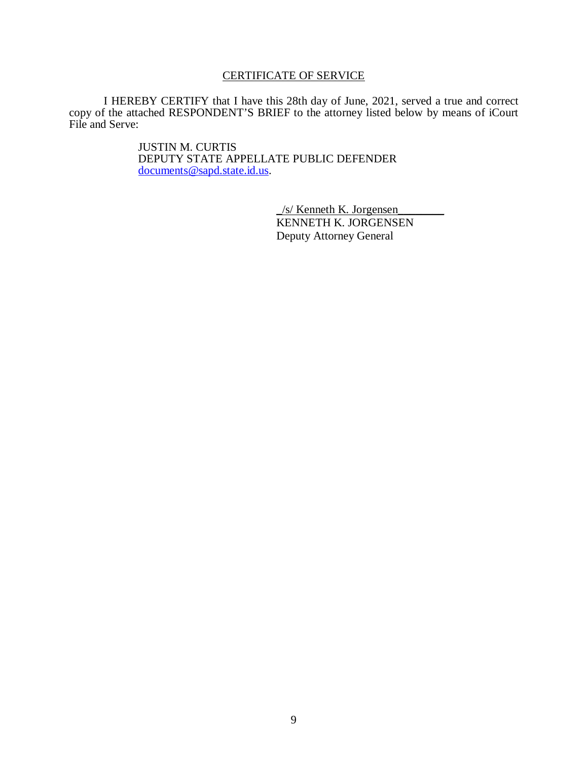## CERTIFICATE OF SERVICE

I HEREBY CERTIFY that I have this 28th day of June, 2021, served a true and correct copy of the attached RESPONDENT'S BRIEF to the attorney listed below by means of iCourt File and Serve:

JUSTIN M. CURTIS
DEPUTY STATE APPELLATE PUBLIC DEFENDER
documents@sapd.state.id.us.

_/s/ Kenneth K. Jorgensen________
KENNETH K. JORGENSEN
Deputy Attorney General